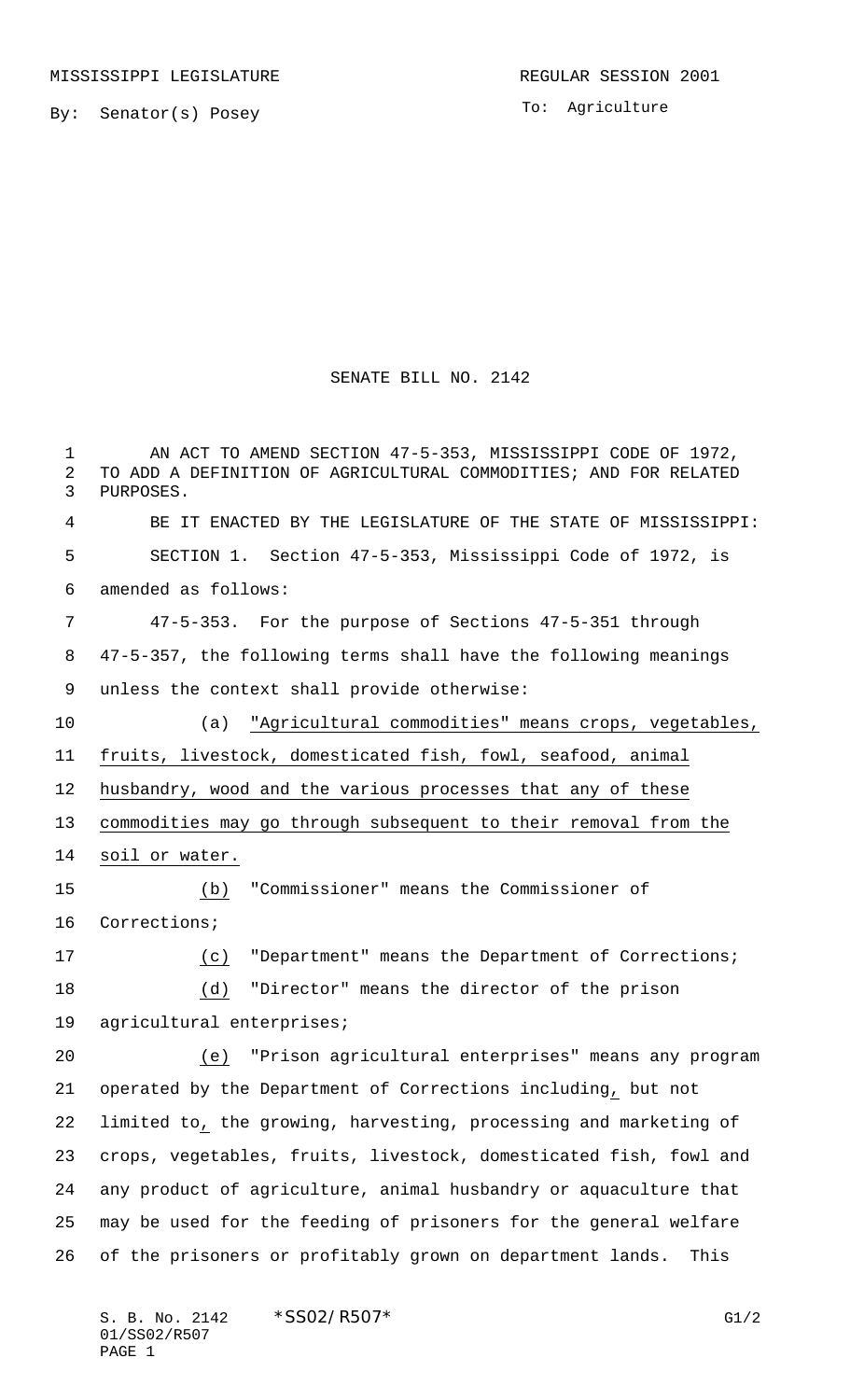MISSISSIPPI LEGISLATURE

REGULAR SESSION 2001

By: Senator(s) Posey

To: Agriculture

# SENATE BILL NO. 2142

AN ACT TO AMEND SECTION 47-5-353, MISSISSIPPI CODE OF 1972, TO ADD A DEFINITION OF AGRICULTURAL COMMODITIES; AND FOR RELATED PURPOSES.

BE IT ENACTED BY THE LEGISLATURE OF THE STATE OF MISSISSIPPI:

SECTION 1. Section 47-5-353, Mississippi Code of 1972, is amended as follows:

47-5-353. For the purpose of Sections 47-5-351 through 47-5-357, the following terms shall have the following meanings unless the context shall provide otherwise:

(a) "Agricultural commodities" means crops, vegetables, fruits, livestock, domesticated fish, fowl, seafood, animal husbandry, wood and the various processes that any of these commodities may go through subsequent to their removal from the soil or water.

(b) "Commissioner" means the Commissioner of Corrections;

(c) "Department" means the Department of Corrections;

(d) "Director" means the director of the prison agricultural enterprises;

(e) "Prison agricultural enterprises" means any program operated by the Department of Corrections including, but not limited to, the growing, harvesting, processing and marketing of crops, vegetables, fruits, livestock, domesticated fish, fowl and any product of agriculture, animal husbandry or aquaculture that may be used for the feeding of prisoners for the general welfare of the prisoners or profitably grown on department lands. This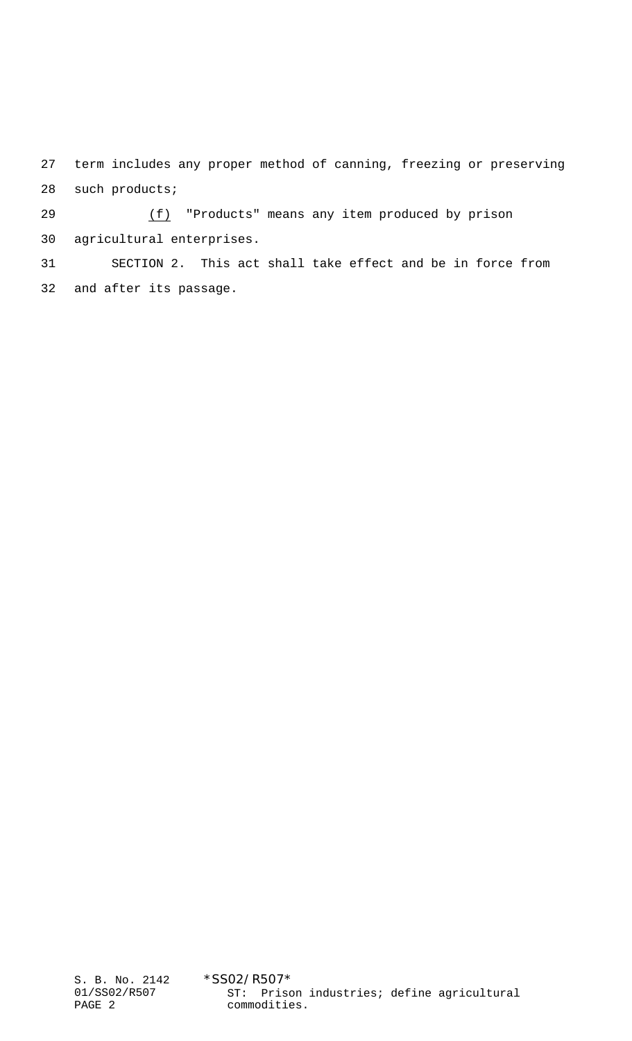term includes any proper method of canning, freezing or preserving such products;

(f) "Products" means any item produced by prison agricultural enterprises.

SECTION 2. This act shall take effect and be in force from and after its passage.